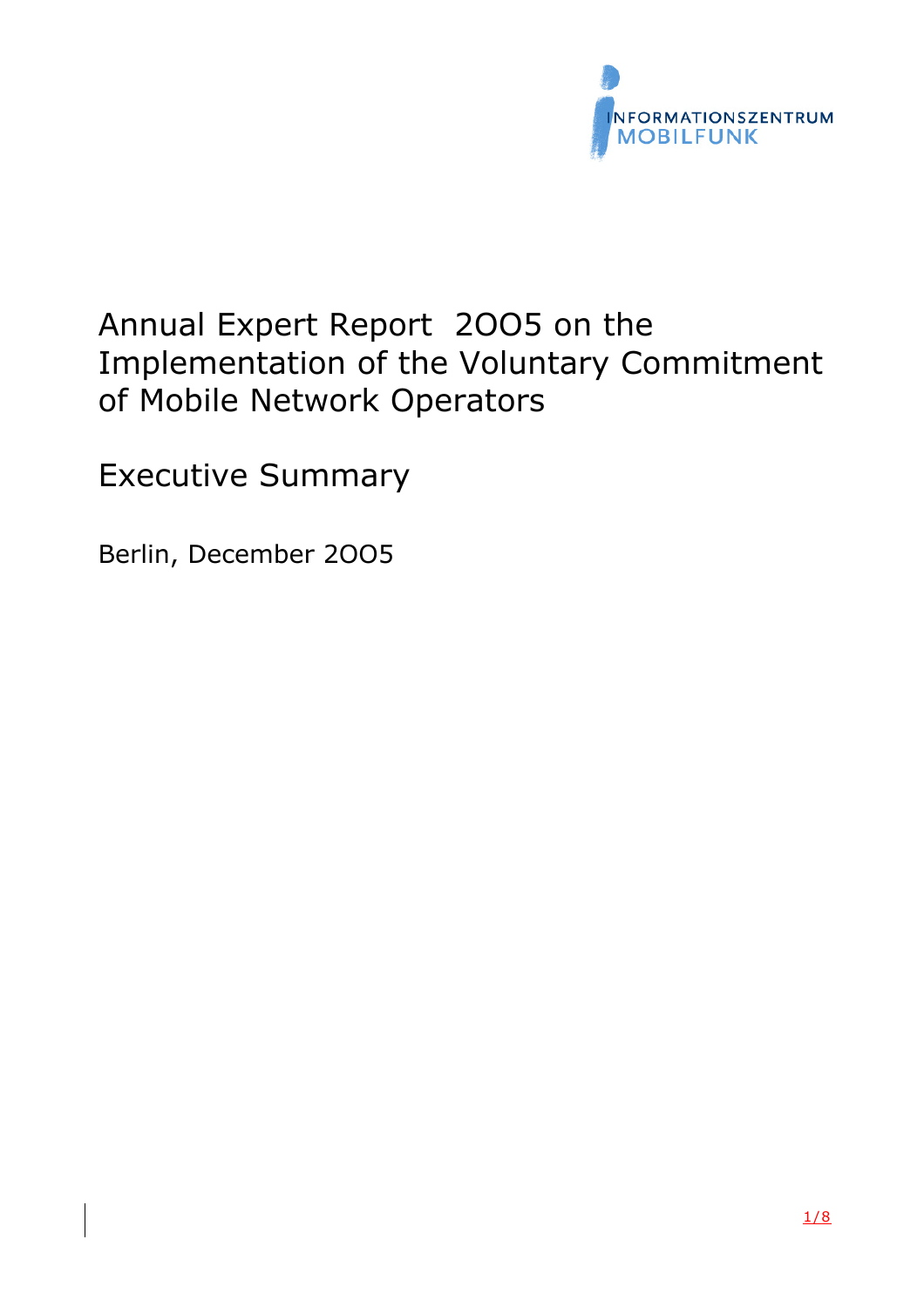INFORMATIONSZENTRUM
MOBILFUNK

# Annual Expert Report 2OO5 on the Implementation of the Voluntary Commitment of Mobile Network Operators

## Executive Summary

Berlin, December 2OO5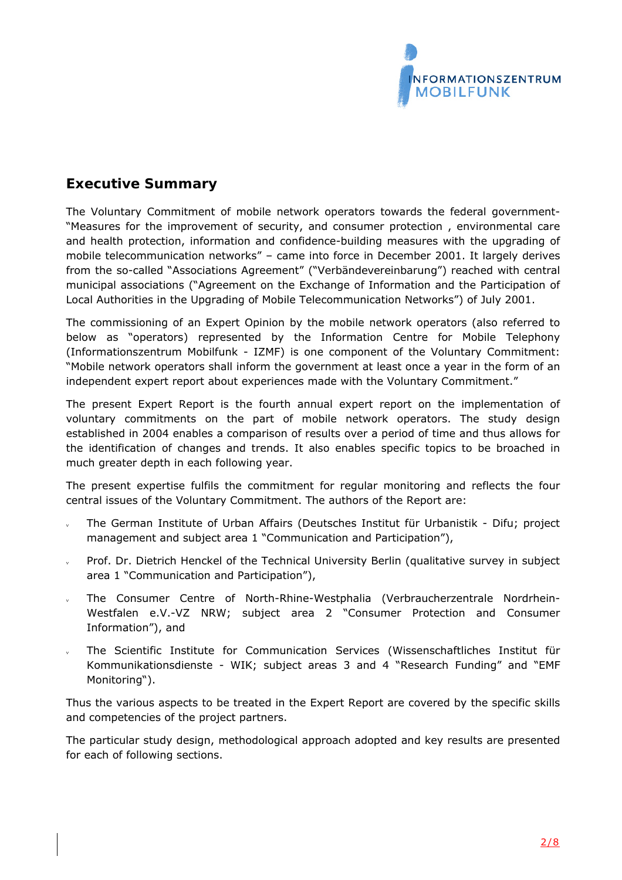## Executive Summary

The Voluntary Commitment of mobile network operators towards the federal government- "Measures for the improvement of security, and consumer protection , environmental care and health protection, information and confidence-building measures with the upgrading of mobile telecommunication networks" – came into force in December 2001. It largely derives from the so-called "Associations Agreement" ("Verbändevereinbarung") reached with central municipal associations ("Agreement on the Exchange of Information and the Participation of Local Authorities in the Upgrading of Mobile Telecommunication Networks") of July 2001.

The commissioning of an Expert Opinion by the mobile network operators (also referred to below as "operators) represented by the Information Centre for Mobile Telephony (Informationszentrum Mobilfunk - IZMF) is one component of the Voluntary Commitment: "Mobile network operators shall inform the government at least once a year in the form of an independent expert report about experiences made with the Voluntary Commitment."

The present Expert Report is the fourth annual expert report on the implementation of voluntary commitments on the part of mobile network operators. The study design established in 2004 enables a comparison of results over a period of time and thus allows for the identification of changes and trends. It also enables specific topics to be broached in much greater depth in each following year.

The present expertise fulfils the commitment for regular monitoring and reflects the four central issues of the Voluntary Commitment. The authors of the Report are:

- The German Institute of Urban Affairs (Deutsches Institut für Urbanistik - Difu; project management and subject area 1 "Communication and Participation"),
- Prof. Dr. Dietrich Henckel of the Technical University Berlin (qualitative survey in subject area 1 "Communication and Participation"),
- The Consumer Centre of North-Rhine-Westphalia (Verbraucherzentrale Nordrhein-Westfalen e.V.-VZ NRW; subject area 2 "Consumer Protection and Consumer Information"), and
- The Scientific Institute for Communication Services (Wissenschaftliches Institut für Kommunikationsdienste - WIK; subject areas 3 and 4 "Research Funding" and "EMF Monitoring").

Thus the various aspects to be treated in the Expert Report are covered by the specific skills and competencies of the project partners.

The particular study design, methodological approach adopted and key results are presented for each of following sections.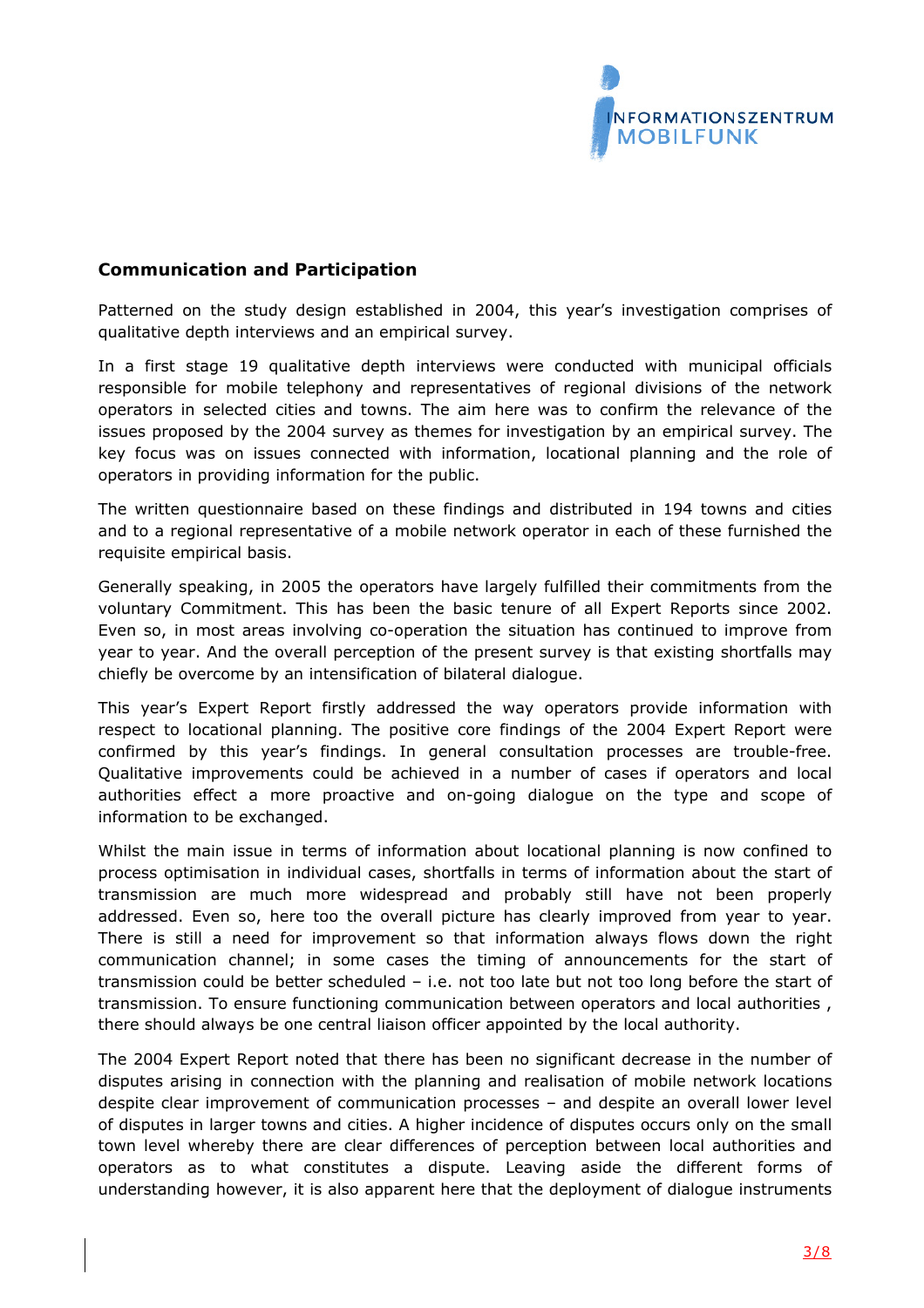## Communication and Participation

Patterned on the study design established in 2004, this year's investigation comprises of qualitative depth interviews and an empirical survey.

In a first stage 19 qualitative depth interviews were conducted with municipal officials responsible for mobile telephony and representatives of regional divisions of the network operators in selected cities and towns. The aim here was to confirm the relevance of the issues proposed by the 2004 survey as themes for investigation by an empirical survey. The key focus was on issues connected with information, locational planning and the role of operators in providing information for the public.

The written questionnaire based on these findings and distributed in 194 towns and cities and to a regional representative of a mobile network operator in each of these furnished the requisite empirical basis.

Generally speaking, in 2005 the operators have largely fulfilled their commitments from the voluntary Commitment. This has been the basic tenure of all Expert Reports since 2002. Even so, in most areas involving co-operation the situation has continued to improve from year to year. And the overall perception of the present survey is that existing shortfalls may chiefly be overcome by an intensification of bilateral dialogue.

This year's Expert Report firstly addressed the way operators provide information with respect to locational planning. The positive core findings of the 2004 Expert Report were confirmed by this year's findings. In general consultation processes are trouble-free. Qualitative improvements could be achieved in a number of cases if operators and local authorities effect a more proactive and on-going dialogue on the type and scope of information to be exchanged.

Whilst the main issue in terms of information about locational planning is now confined to process optimisation in individual cases, shortfalls in terms of information about the start of transmission are much more widespread and probably still have not been properly addressed. Even so, here too the overall picture has clearly improved from year to year. There is still a need for improvement so that information always flows down the right communication channel; in some cases the timing of announcements for the start of transmission could be better scheduled – i.e. not too late but not too long before the start of transmission. To ensure functioning communication between operators and local authorities , there should always be one central liaison officer appointed by the local authority.

The 2004 Expert Report noted that there has been no significant decrease in the number of disputes arising in connection with the planning and realisation of mobile network locations despite clear improvement of communication processes – and despite an overall lower level of disputes in larger towns and cities. A higher incidence of disputes occurs only on the small town level whereby there are clear differences of perception between local authorities and operators as to what constitutes a dispute. Leaving aside the different forms of understanding however, it is also apparent here that the deployment of dialogue instruments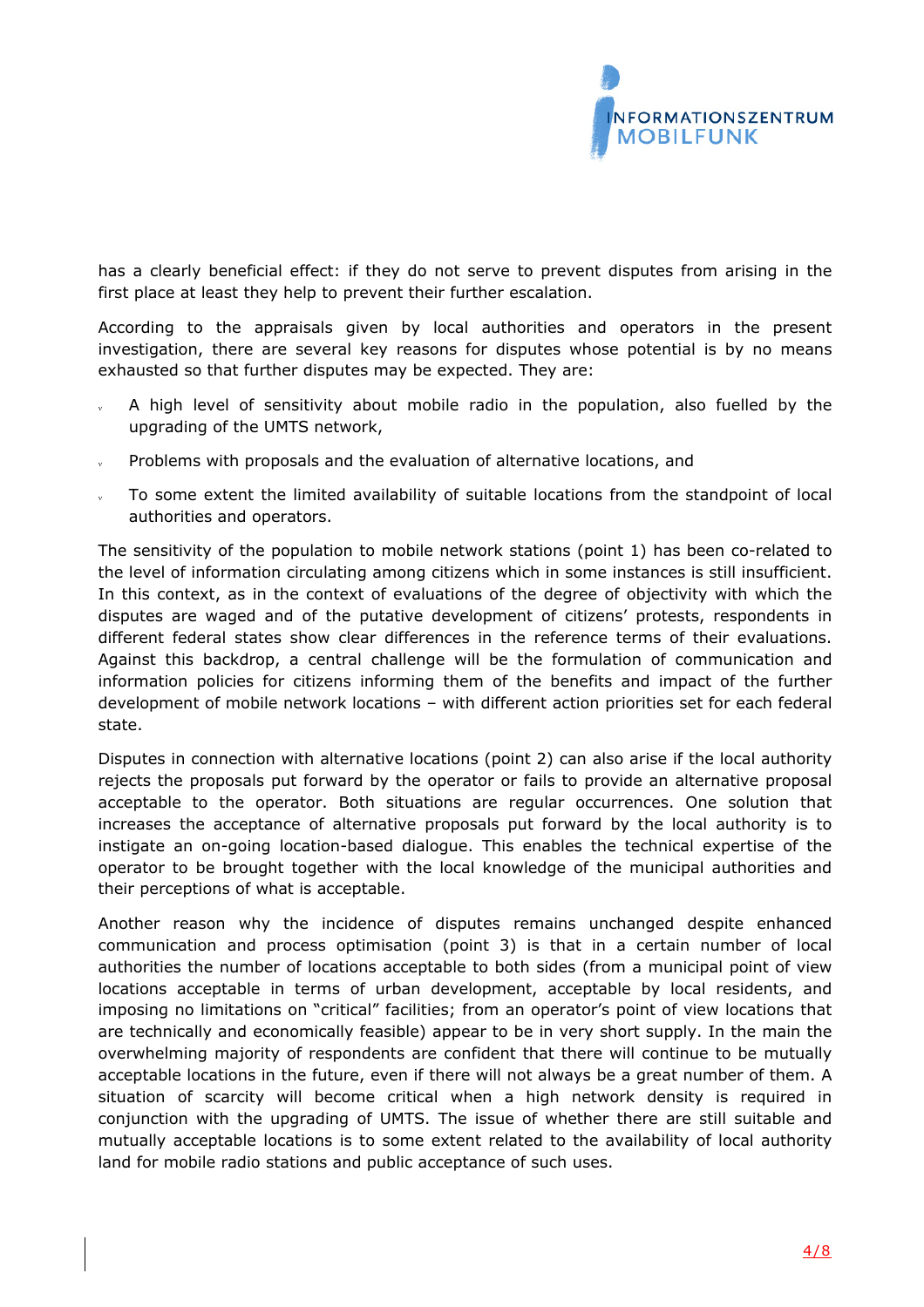has a clearly beneficial effect: if they do not serve to prevent disputes from arising in the first place at least they help to prevent their further escalation.

According to the appraisals given by local authorities and operators in the present investigation, there are several key reasons for disputes whose potential is by no means exhausted so that further disputes may be expected. They are:

- A high level of sensitivity about mobile radio in the population, also fuelled by the upgrading of the UMTS network,
- Problems with proposals and the evaluation of alternative locations, and
- To some extent the limited availability of suitable locations from the standpoint of local authorities and operators.

The sensitivity of the population to mobile network stations (point 1) has been co-related to the level of information circulating among citizens which in some instances is still insufficient. In this context, as in the context of evaluations of the degree of objectivity with which the disputes are waged and of the putative development of citizens' protests, respondents in different federal states show clear differences in the reference terms of their evaluations. Against this backdrop, a central challenge will be the formulation of communication and information policies for citizens informing them of the benefits and impact of the further development of mobile network locations – with different action priorities set for each federal state.

Disputes in connection with alternative locations (point 2) can also arise if the local authority rejects the proposals put forward by the operator or fails to provide an alternative proposal acceptable to the operator. Both situations are regular occurrences. One solution that increases the acceptance of alternative proposals put forward by the local authority is to instigate an on-going location-based dialogue. This enables the technical expertise of the operator to be brought together with the local knowledge of the municipal authorities and their perceptions of what is acceptable.

Another reason why the incidence of disputes remains unchanged despite enhanced communication and process optimisation (point 3) is that in a certain number of local authorities the number of locations acceptable to both sides (from a municipal point of view locations acceptable in terms of urban development, acceptable by local residents, and imposing no limitations on "critical" facilities; from an operator's point of view locations that are technically and economically feasible) appear to be in very short supply. In the main the overwhelming majority of respondents are confident that there will continue to be mutually acceptable locations in the future, even if there will not always be a great number of them. A situation of scarcity will become critical when a high network density is required in conjunction with the upgrading of UMTS. The issue of whether there are still suitable and mutually acceptable locations is to some extent related to the availability of local authority land for mobile radio stations and public acceptance of such uses.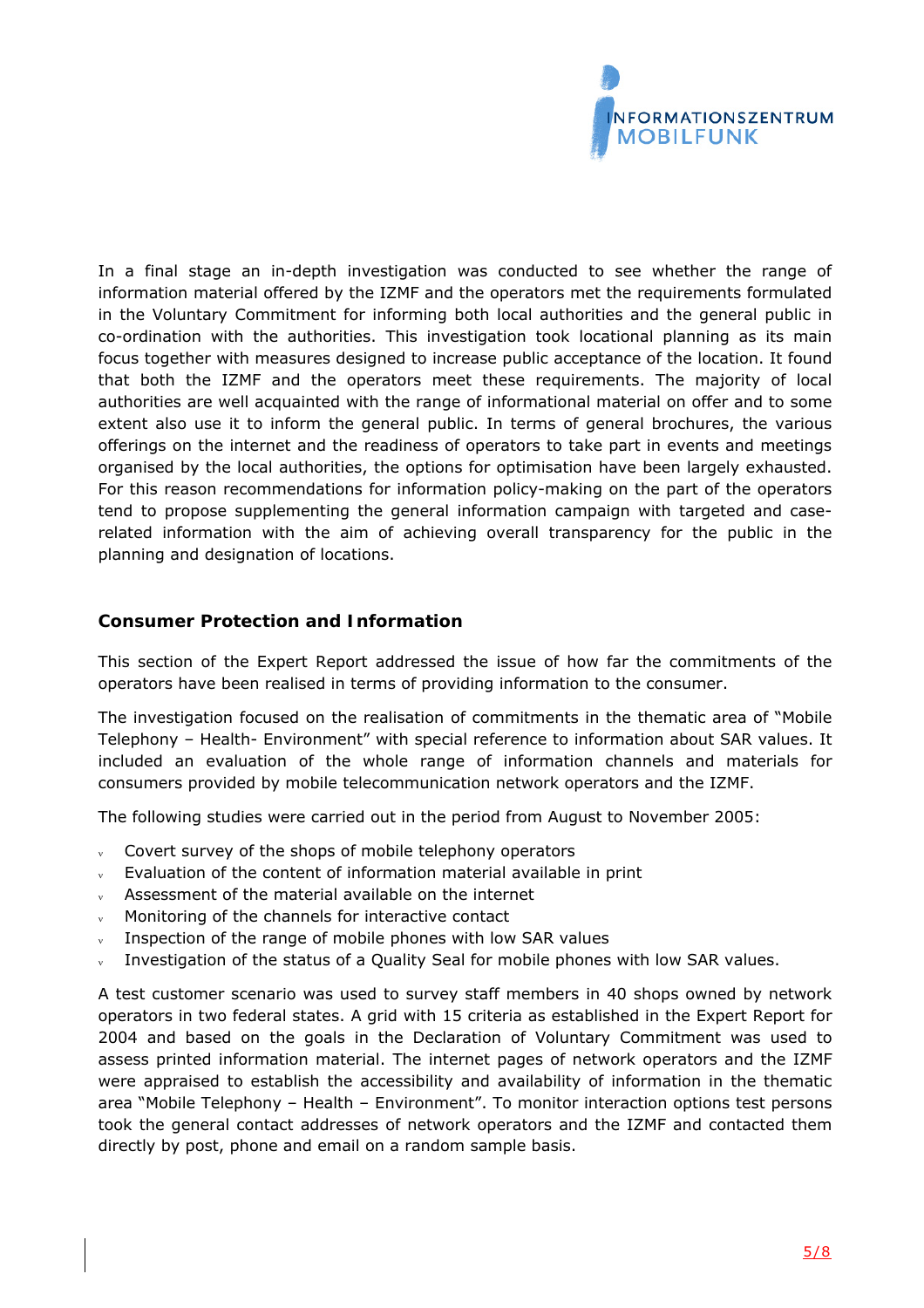In a final stage an in-depth investigation was conducted to see whether the range of information material offered by the IZMF and the operators met the requirements formulated in the Voluntary Commitment for informing both local authorities and the general public in co-ordination with the authorities. This investigation took locational planning as its main focus together with measures designed to increase public acceptance of the location. It found that both the IZMF and the operators meet these requirements. The majority of local authorities are well acquainted with the range of informational material on offer and to some extent also use it to inform the general public. In terms of general brochures, the various offerings on the internet and the readiness of operators to take part in events and meetings organised by the local authorities, the options for optimisation have been largely exhausted. For this reason recommendations for information policy-making on the part of the operators tend to propose supplementing the general information campaign with targeted and case-related information with the aim of achieving overall transparency for the public in the planning and designation of locations.

## Consumer Protection and Information

This section of the Expert Report addressed the issue of how far the commitments of the operators have been realised in terms of providing information to the consumer.

The investigation focused on the realisation of commitments in the thematic area of "Mobile Telephony – Health- Environment" with special reference to information about SAR values. It included an evaluation of the whole range of information channels and materials for consumers provided by mobile telecommunication network operators and the IZMF.

The following studies were carried out in the period from August to November 2005:

- Covert survey of the shops of mobile telephony operators
- Evaluation of the content of information material available in print
- Assessment of the material available on the internet
- Monitoring of the channels for interactive contact
- Inspection of the range of mobile phones with low SAR values
- Investigation of the status of a Quality Seal for mobile phones with low SAR values.

A test customer scenario was used to survey staff members in 40 shops owned by network operators in two federal states. A grid with 15 criteria as established in the Expert Report for 2004 and based on the goals in the Declaration of Voluntary Commitment was used to assess printed information material. The internet pages of network operators and the IZMF were appraised to establish the accessibility and availability of information in the thematic area "Mobile Telephony – Health – Environment". To monitor interaction options test persons took the general contact addresses of network operators and the IZMF and contacted them directly by post, phone and email on a random sample basis.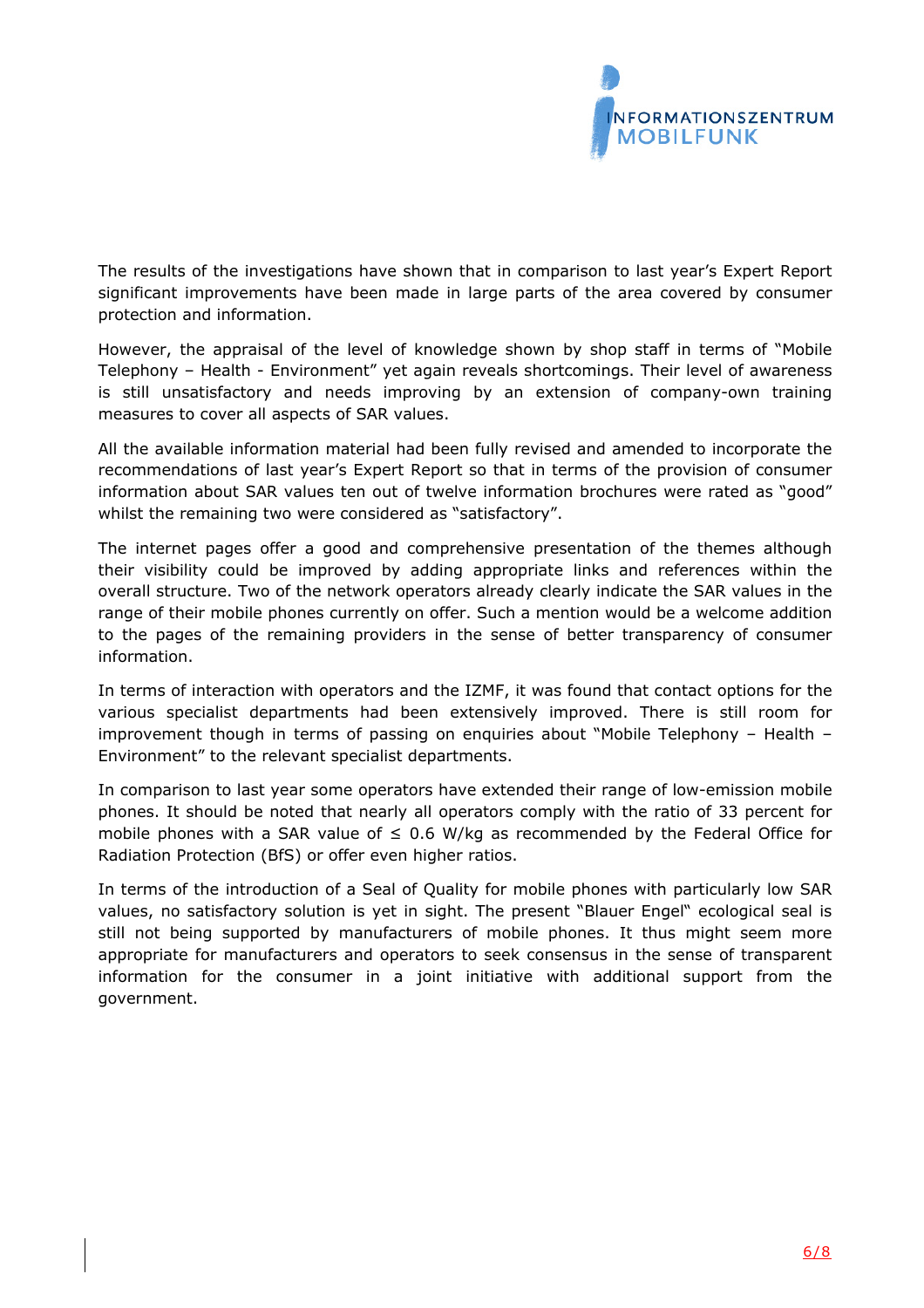The results of the investigations have shown that in comparison to last year's Expert Report significant improvements have been made in large parts of the area covered by consumer protection and information.

However, the appraisal of the level of knowledge shown by shop staff in terms of "Mobile Telephony – Health - Environment" yet again reveals shortcomings. Their level of awareness is still unsatisfactory and needs improving by an extension of company-own training measures to cover all aspects of SAR values.

All the available information material had been fully revised and amended to incorporate the recommendations of last year's Expert Report so that in terms of the provision of consumer information about SAR values ten out of twelve information brochures were rated as "good" whilst the remaining two were considered as "satisfactory".

The internet pages offer a good and comprehensive presentation of the themes although their visibility could be improved by adding appropriate links and references within the overall structure. Two of the network operators already clearly indicate the SAR values in the range of their mobile phones currently on offer. Such a mention would be a welcome addition to the pages of the remaining providers in the sense of better transparency of consumer information.

In terms of interaction with operators and the IZMF, it was found that contact options for the various specialist departments had been extensively improved. There is still room for improvement though in terms of passing on enquiries about "Mobile Telephony – Health – Environment" to the relevant specialist departments.

In comparison to last year some operators have extended their range of low-emission mobile phones. It should be noted that nearly all operators comply with the ratio of 33 percent for mobile phones with a SAR value of ≤ 0.6 W/kg as recommended by the Federal Office for Radiation Protection (BfS) or offer even higher ratios.

In terms of the introduction of a Seal of Quality for mobile phones with particularly low SAR values, no satisfactory solution is yet in sight. The present "Blauer Engel" ecological seal is still not being supported by manufacturers of mobile phones. It thus might seem more appropriate for manufacturers and operators to seek consensus in the sense of transparent information for the consumer in a joint initiative with additional support from the government.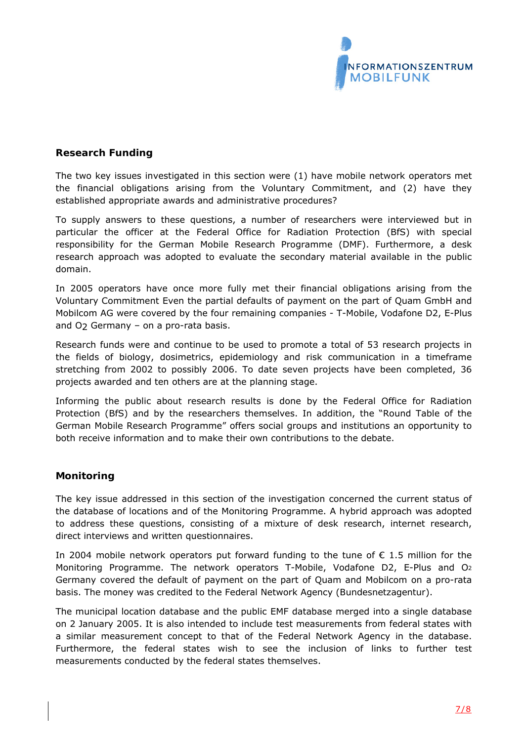## Research Funding

The two key issues investigated in this section were (1) have mobile network operators met the financial obligations arising from the Voluntary Commitment, and (2) have they established appropriate awards and administrative procedures?

To supply answers to these questions, a number of researchers were interviewed but in particular the officer at the Federal Office for Radiation Protection (BfS) with special responsibility for the German Mobile Research Programme (DMF). Furthermore, a desk research approach was adopted to evaluate the secondary material available in the public domain.

In 2005 operators have once more fully met their financial obligations arising from the Voluntary Commitment Even the partial defaults of payment on the part of Quam GmbH and Mobilcom AG were covered by the four remaining companies - T-Mobile, Vodafone D2, E-Plus and $O_2$ Germany – on a pro-rata basis.

Research funds were and continue to be used to promote a total of 53 research projects in the fields of biology, dosimetrics, epidemiology and risk communication in a timeframe stretching from 2002 to possibly 2006. To date seven projects have been completed, 36 projects awarded and ten others are at the planning stage.

Informing the public about research results is done by the Federal Office for Radiation Protection (BfS) and by the researchers themselves. In addition, the "Round Table of the German Mobile Research Programme" offers social groups and institutions an opportunity to both receive information and to make their own contributions to the debate.

## Monitoring

The key issue addressed in this section of the investigation concerned the current status of the database of locations and of the Monitoring Programme. A hybrid approach was adopted to address these questions, consisting of a mixture of desk research, internet research, direct interviews and written questionnaires.

In 2004 mobile network operators put forward funding to the tune of € 1.5 million for the Monitoring Programme. The network operators T-Mobile, Vodafone D2, E-Plus and $O_2$ Germany covered the default of payment on the part of Quam and Mobilcom on a pro-rata basis. The money was credited to the Federal Network Agency (Bundesnetzagentur).

The municipal location database and the public EMF database merged into a single database on 2 January 2005. It is also intended to include test measurements from federal states with a similar measurement concept to that of the Federal Network Agency in the database. Furthermore, the federal states wish to see the inclusion of links to further test measurements conducted by the federal states themselves.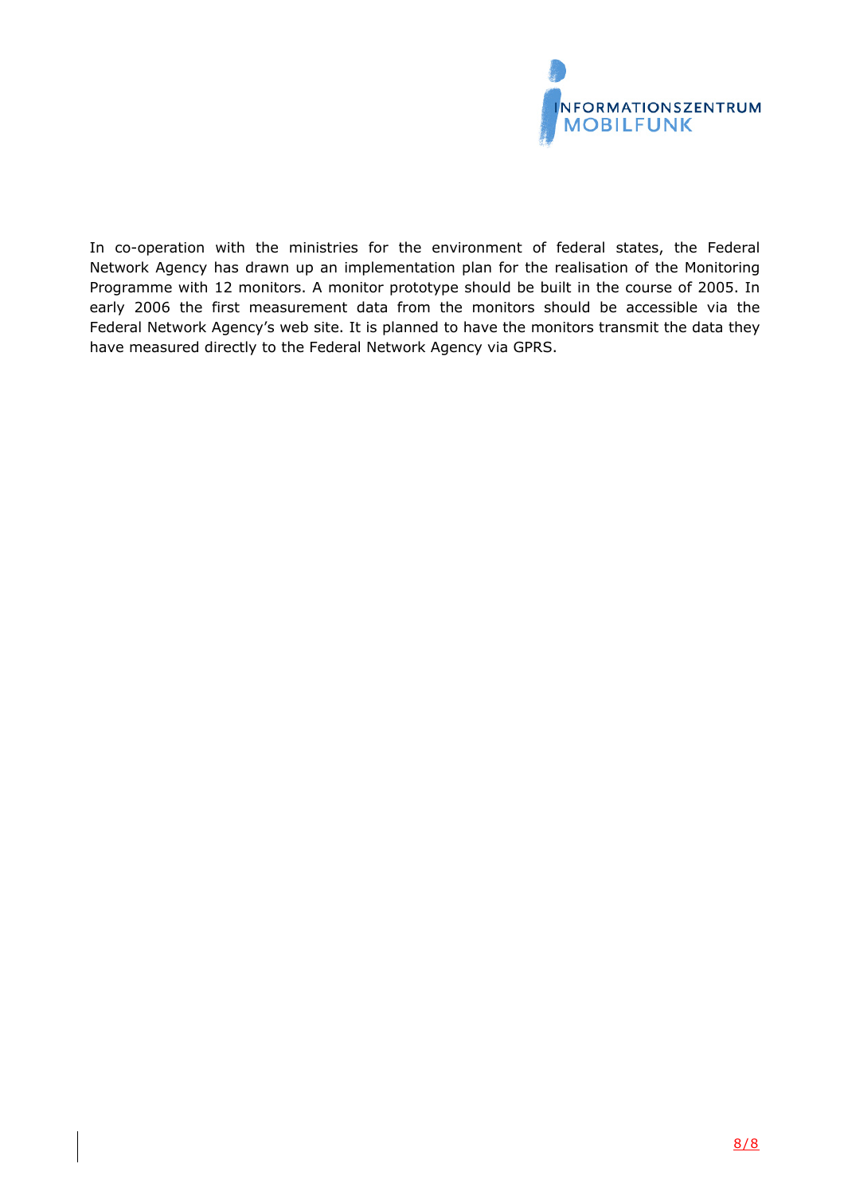In co-operation with the ministries for the environment of federal states, the Federal Network Agency has drawn up an implementation plan for the realisation of the Monitoring Programme with 12 monitors. A monitor prototype should be built in the course of 2005. In early 2006 the first measurement data from the monitors should be accessible via the Federal Network Agency's web site. It is planned to have the monitors transmit the data they have measured directly to the Federal Network Agency via GPRS.